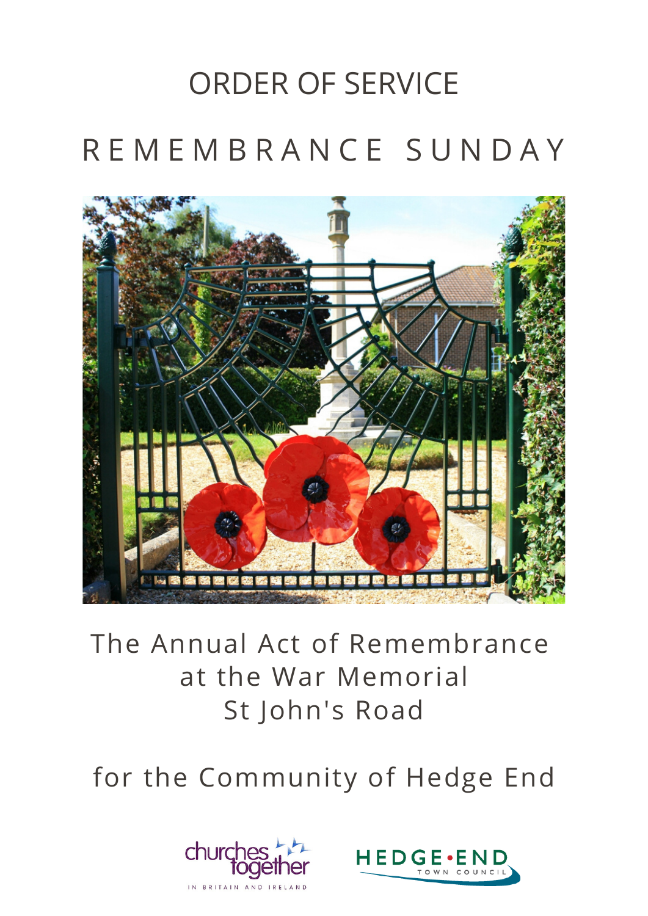# ORDER OF SERVICE

## REMEMBRANCE SUNDAY

The Annual Act of Remembrance
at the War Memorial
St John's Road

for the Community of Hedge End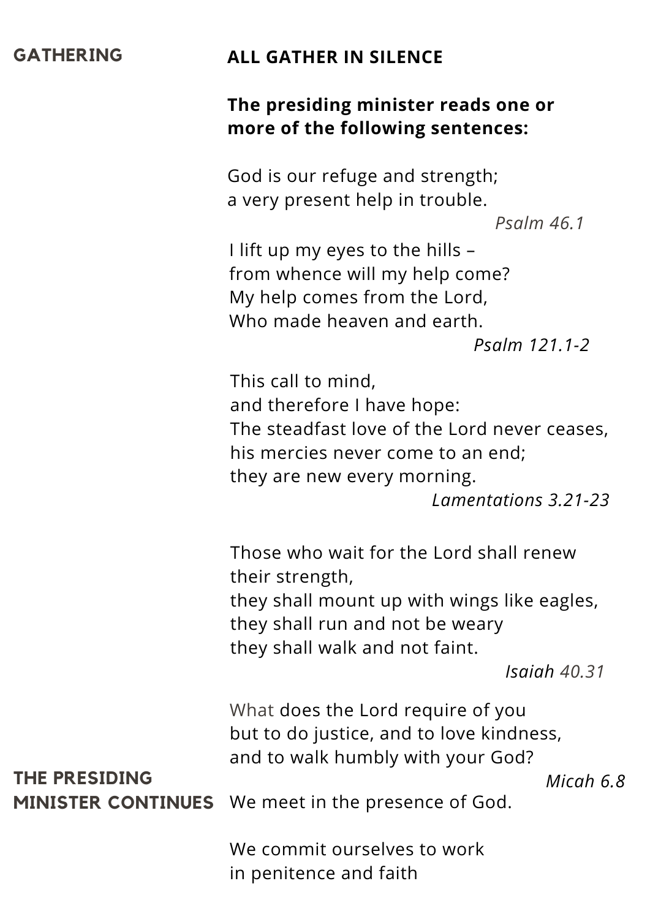**GATHERING**

**ALL GATHER IN SILENCE**

**The presiding minister reads one or more of the following sentences:**

God is our refuge and strength;
a very present help in trouble.

*Psalm 46.1*

I lift up my eyes to the hills –
from whence will my help come?
My help comes from the Lord,
Who made heaven and earth.

*Psalm 121.1-2*

This call to mind,
and therefore I have hope:
The steadfast love of the Lord never ceases,
his mercies never come to an end;
they are new every morning.

*Lamentations 3.21-23*

Those who wait for the Lord shall renew their strength,
they shall mount up with wings like eagles,
they shall run and not be weary
they shall walk and not faint.

*Isaiah 40.31*

What does the Lord require of you
but to do justice, and to love kindness,
and to walk humbly with your God?

*Micah 6.8*

**THE PRESIDING MINISTER CONTINUES**

We meet in the presence of God.

We commit ourselves to work
in penitence and faith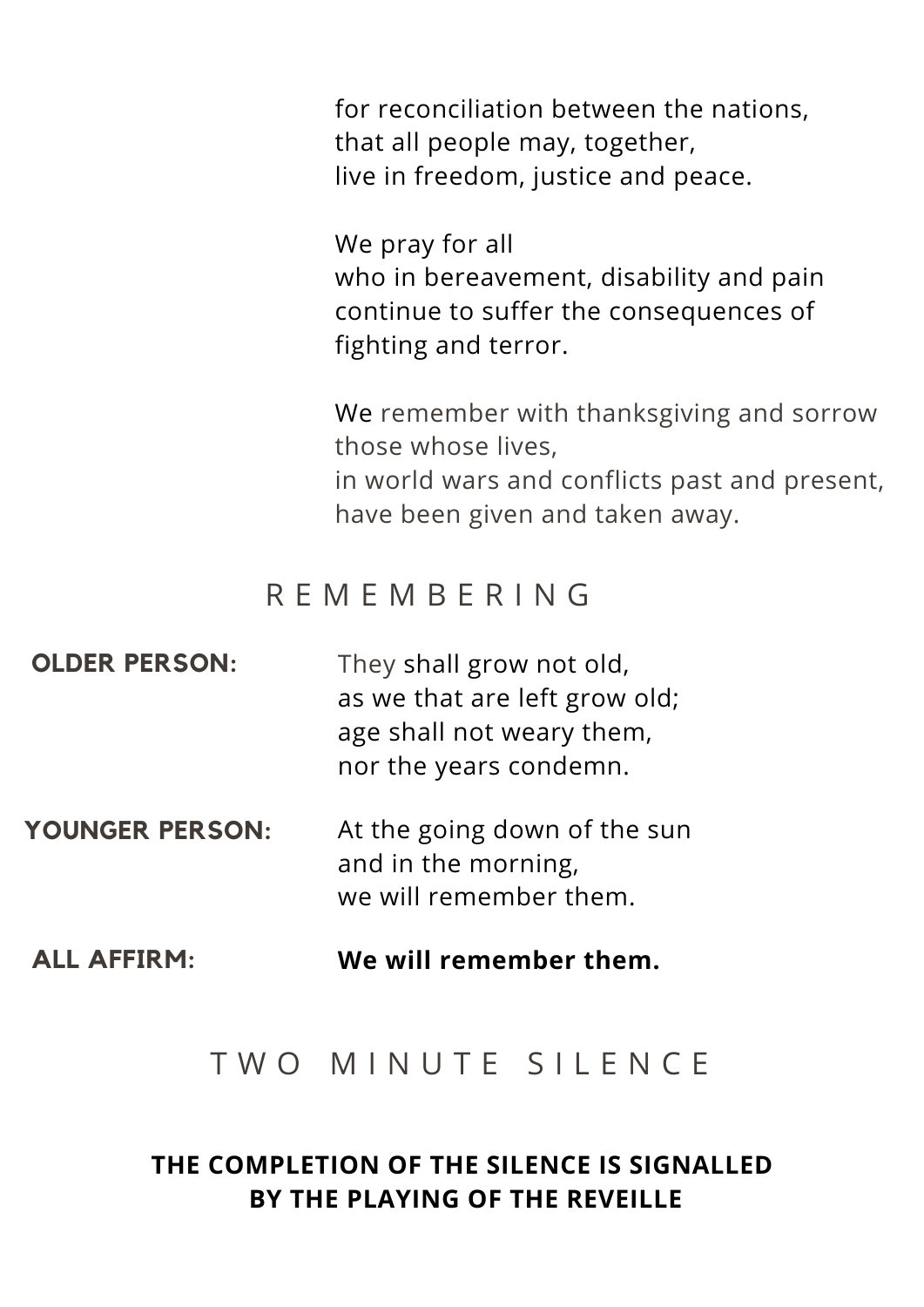for reconciliation between the nations,
that all people may, together,
live in freedom, justice and peace.

We pray for all
who in bereavement, disability and pain
continue to suffer the consequences of
fighting and terror.

We remember with thanksgiving and sorrow
those whose lives,
in world wars and conflicts past and present,
have been given and taken away.

## REMEMBERING

**OLDER PERSON:** They shall grow not old,
as we that are left grow old;
age shall not weary them,
nor the years condemn.

**YOUNGER PERSON:** At the going down of the sun
and in the morning,
we will remember them.

**ALL AFFIRM:** **We will remember them.**

## TWO MINUTE SILENCE

**THE COMPLETION OF THE SILENCE IS SIGNALLED BY THE PLAYING OF THE REVEILLE**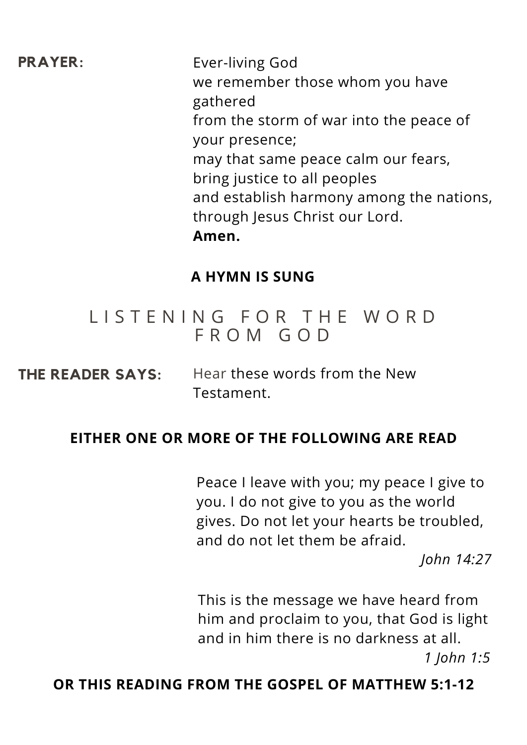**PRAYER:**

Ever-living God
we remember those whom you have gathered
from the storm of war into the peace of your presence;
may that same peace calm our fears,
bring justice to all peoples
and establish harmony among the nations,
through Jesus Christ our Lord.
**Amen.**

**A HYMN IS SUNG**

## LISTENING FOR THE WORD FROM GOD

**THE READER SAYS:**

Hear these words from the New Testament.

**EITHER ONE OR MORE OF THE FOLLOWING ARE READ**

Peace I leave with you; my peace I give to you. I do not give to you as the world gives. Do not let your hearts be troubled, and do not let them be afraid.

*John 14:27*

This is the message we have heard from him and proclaim to you, that God is light and in him there is no darkness at all.

*1 John 1:5*

**OR THIS READING FROM THE GOSPEL OF MATTHEW 5:1-12**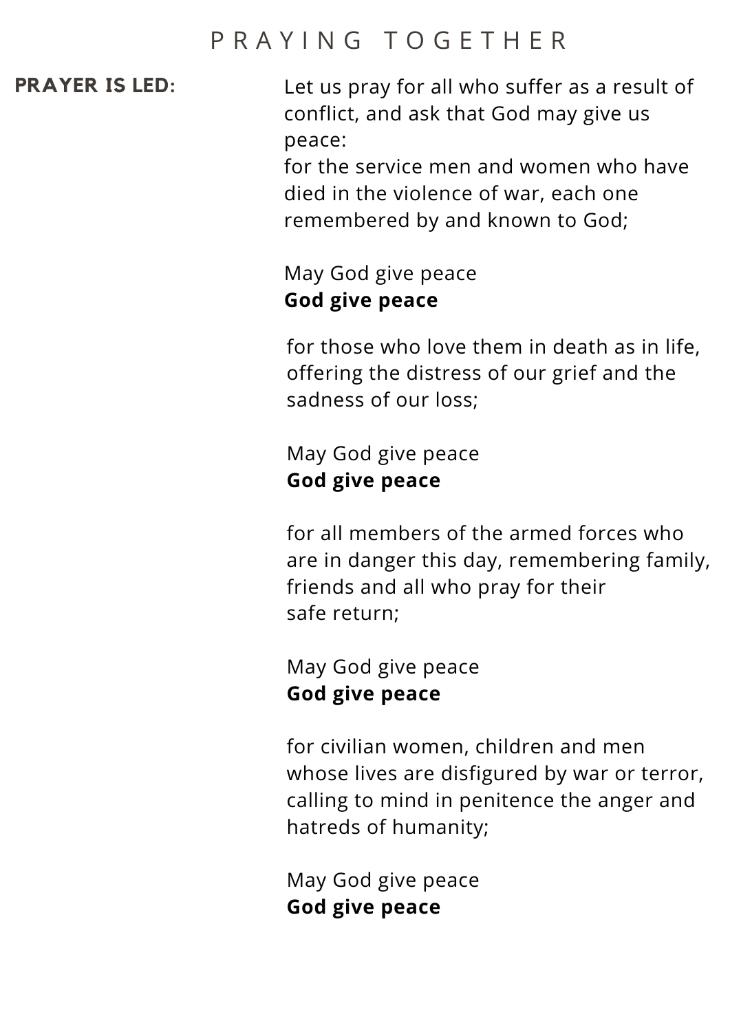# PRAYING TOGETHER

**PRAYER IS LED:**

Let us pray for all who suffer as a result of conflict, and ask that God may give us peace:
for the service men and women who have died in the violence of war, each one remembered by and known to God;

May God give peace
**God give peace**

for those who love them in death as in life, offering the distress of our grief and the sadness of our loss;

May God give peace
**God give peace**

for all members of the armed forces who are in danger this day, remembering family, friends and all who pray for their safe return;

May God give peace
**God give peace**

for civilian women, children and men whose lives are disfigured by war or terror, calling to mind in penitence the anger and hatreds of humanity;

May God give peace
**God give peace**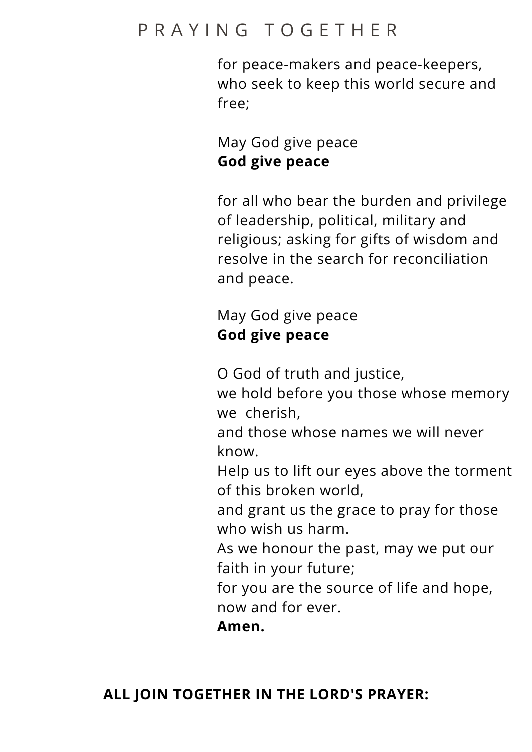# PRAYING TOGETHER

for peace-makers and peace-keepers,
who seek to keep this world secure and free;

May God give peace
**God give peace**

for all who bear the burden and privilege of leadership, political, military and religious; asking for gifts of wisdom and resolve in the search for reconciliation and peace.

May God give peace
**God give peace**

O God of truth and justice,
we hold before you those whose memory we cherish,
and those whose names we will never know.
Help us to lift our eyes above the torment of this broken world,
and grant us the grace to pray for those who wish us harm.
As we honour the past, may we put our faith in your future;
for you are the source of life and hope,
now and for ever.
**Amen.**

**ALL JOIN TOGETHER IN THE LORD'S PRAYER:**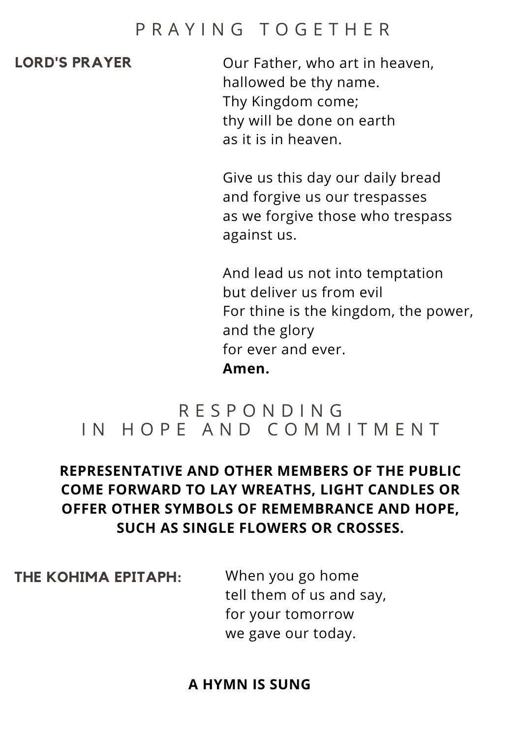## PRAYING TOGETHER

**LORD'S PRAYER**

Our Father, who art in heaven,
hallowed be thy name.
Thy Kingdom come;
thy will be done on earth
as it is in heaven.

Give us this day our daily bread
and forgive us our trespasses
as we forgive those who trespass
against us.

And lead us not into temptation
but deliver us from evil
For thine is the kingdom, the power,
and the glory
for ever and ever.
**Amen.**

## RESPONDING IN HOPE AND COMMITMENT

**REPRESENTATIVE AND OTHER MEMBERS OF THE PUBLIC COME FORWARD TO LAY WREATHS, LIGHT CANDLES OR OFFER OTHER SYMBOLS OF REMEMBRANCE AND HOPE, SUCH AS SINGLE FLOWERS OR CROSSES.**

**THE KOHIMA EPITAPH:**

When you go home
tell them of us and say,
for your tomorrow
we gave our today.

**A HYMN IS SUNG**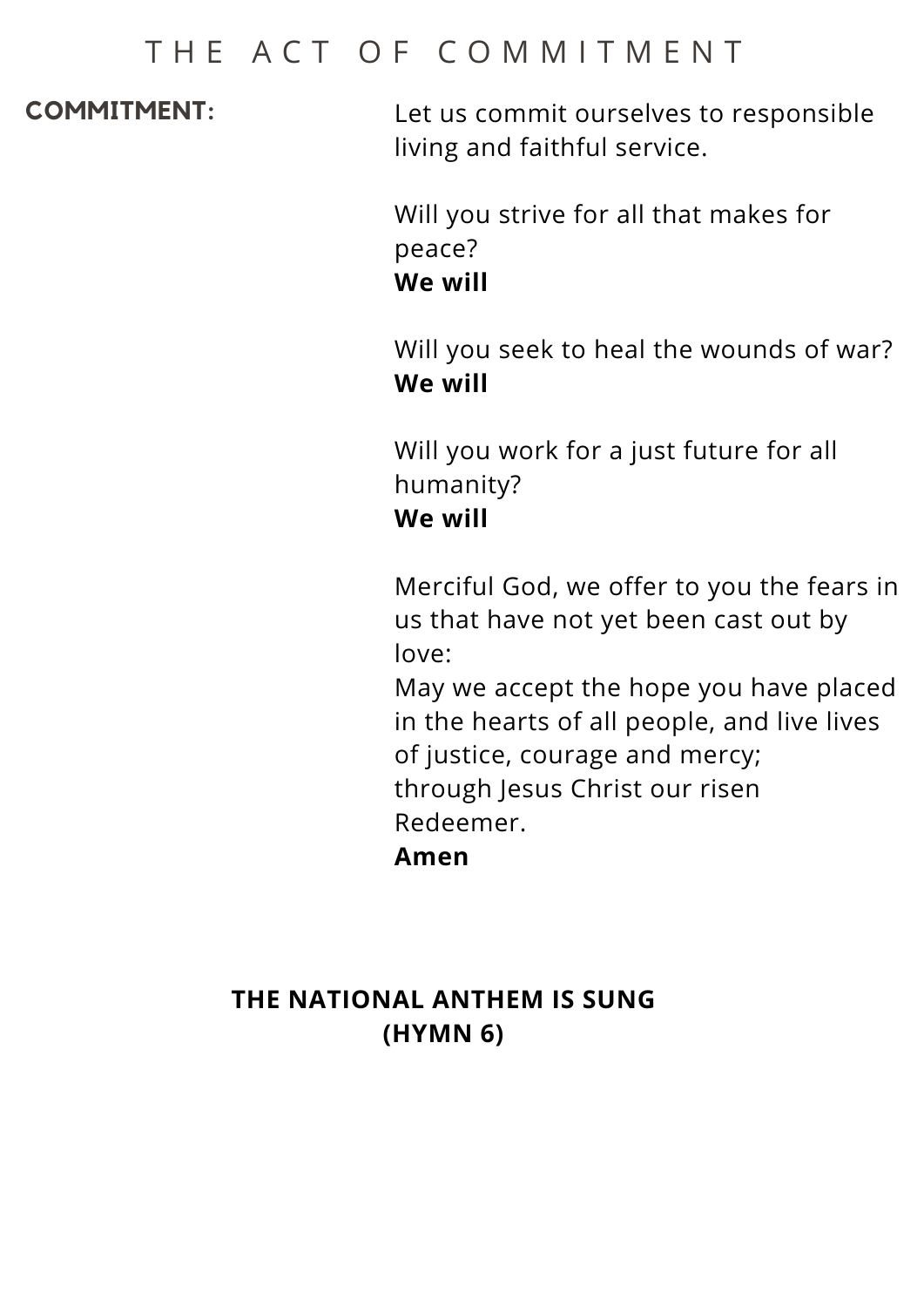# THE ACT OF COMMITMENT

**COMMITMENT:**

Let us commit ourselves to responsible living and faithful service.

Will you strive for all that makes for peace?
**We will**

Will you seek to heal the wounds of war?
**We will**

Will you work for a just future for all humanity?
**We will**

Merciful God, we offer to you the fears in us that have not yet been cast out by love:
May we accept the hope you have placed in the hearts of all people, and live lives of justice, courage and mercy;
through Jesus Christ our risen Redeemer.
**Amen**

**THE NATIONAL ANTHEM IS SUNG
(HYMN 6)**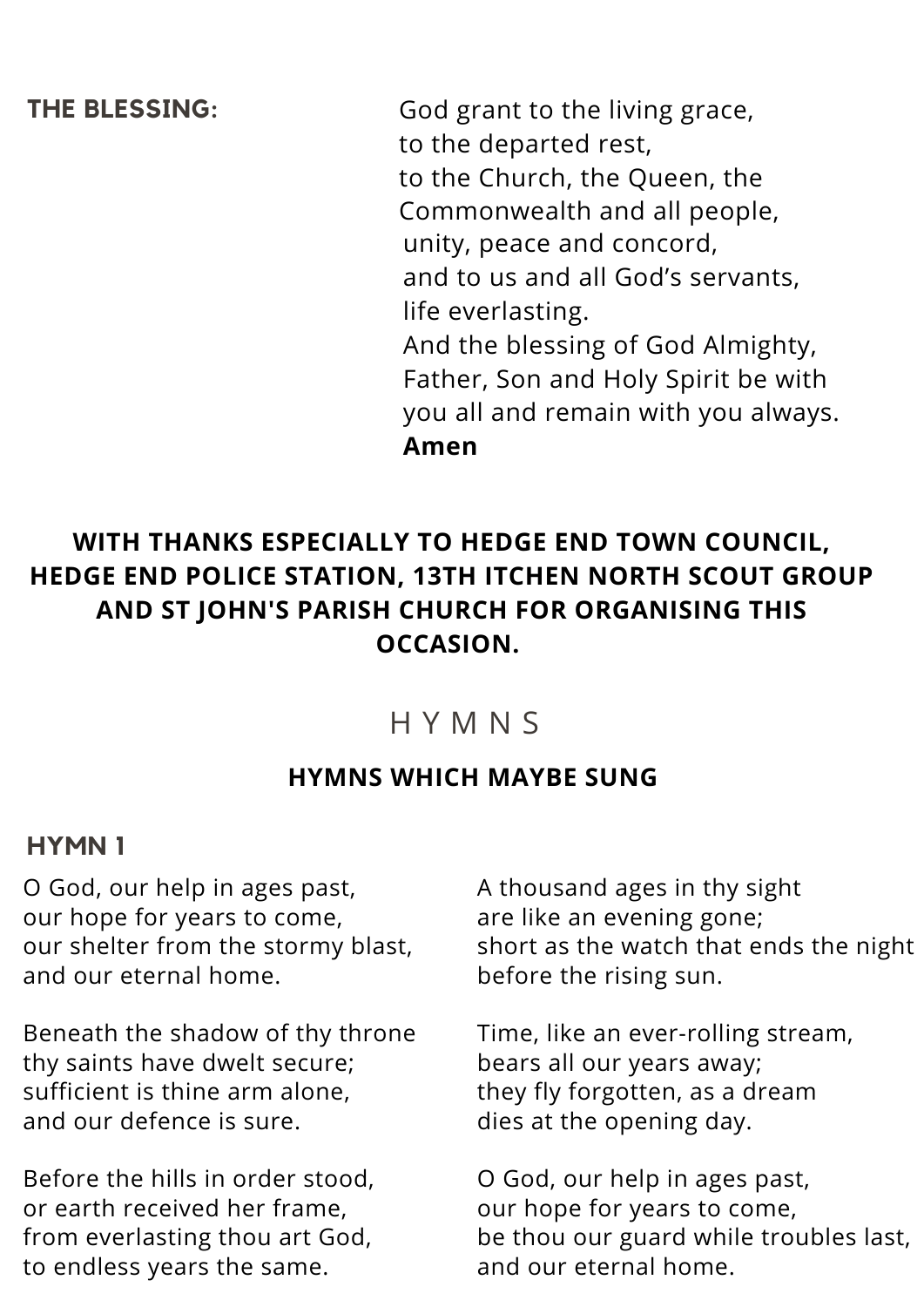**THE BLESSING:**

God grant to the living grace,
to the departed rest,
to the Church, the Queen, the
Commonwealth and all people,
unity, peace and concord,
and to us and all God's servants,
life everlasting.
And the blessing of God Almighty,
Father, Son and Holy Spirit be with
you all and remain with you always.
**Amen**

**WITH THANKS ESPECIALLY TO HEDGE END TOWN COUNCIL, HEDGE END POLICE STATION, 13TH ITCHEN NORTH SCOUT GROUP AND ST JOHN'S PARISH CHURCH FOR ORGANISING THIS OCCASION.**

## HYMNS

**HYMNS WHICH MAYBE SUNG**

### HYMN 1

O God, our help in ages past,
our hope for years to come,
our shelter from the stormy blast,
and our eternal home.

Beneath the shadow of thy throne
thy saints have dwelt secure;
sufficient is thine arm alone,
and our defence is sure.

Before the hills in order stood,
or earth received her frame,
from everlasting thou art God,
to endless years the same.

A thousand ages in thy sight
are like an evening gone;
short as the watch that ends the night
before the rising sun.

Time, like an ever-rolling stream,
bears all our years away;
they fly forgotten, as a dream
dies at the opening day.

O God, our help in ages past,
our hope for years to come,
be thou our guard while troubles last,
and our eternal home.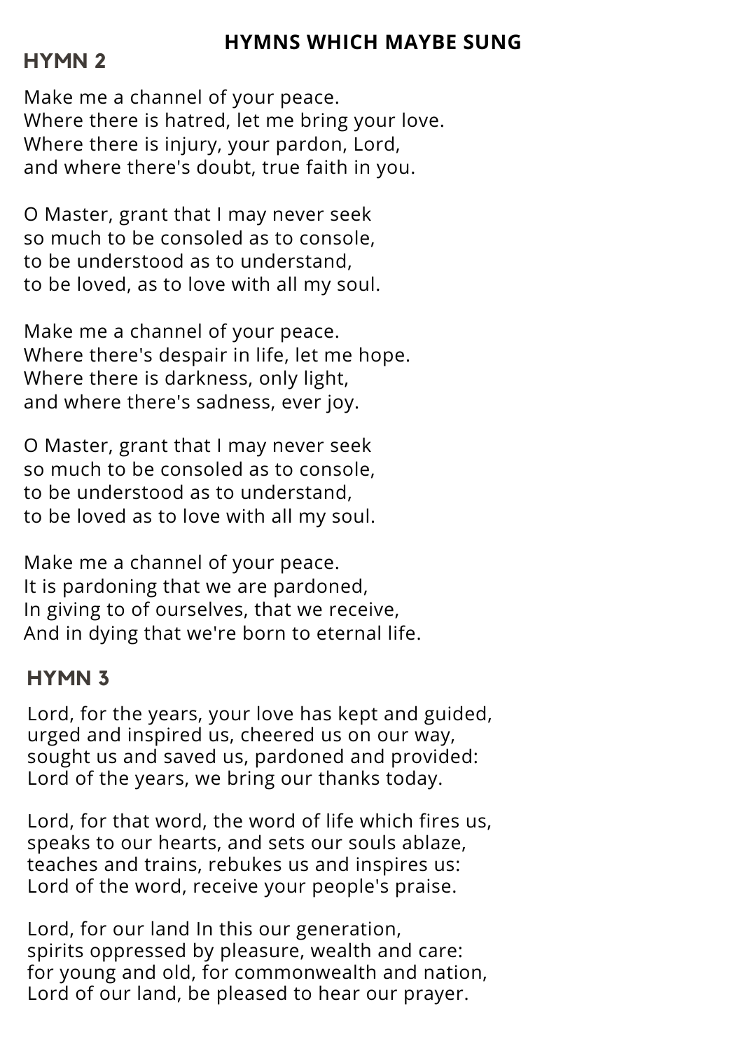## HYMNS WHICH MAYBE SUNG

### HYMN 2

Make me a channel of your peace.
Where there is hatred, let me bring your love.
Where there is injury, your pardon, Lord,
and where there's doubt, true faith in you.

O Master, grant that I may never seek
so much to be consoled as to console,
to be understood as to understand,
to be loved, as to love with all my soul.

Make me a channel of your peace.
Where there's despair in life, let me hope.
Where there is darkness, only light,
and where there's sadness, ever joy.

O Master, grant that I may never seek
so much to be consoled as to console,
to be understood as to understand,
to be loved as to love with all my soul.

Make me a channel of your peace.
It is pardoning that we are pardoned,
In giving to of ourselves, that we receive,
And in dying that we're born to eternal life.

### HYMN 3

Lord, for the years, your love has kept and guided,
urged and inspired us, cheered us on our way,
sought us and saved us, pardoned and provided:
Lord of the years, we bring our thanks today.

Lord, for that word, the word of life which fires us,
speaks to our hearts, and sets our souls ablaze,
teaches and trains, rebukes us and inspires us:
Lord of the word, receive your people's praise.

Lord, for our land In this our generation,
spirits oppressed by pleasure, wealth and care:
for young and old, for commonwealth and nation,
Lord of our land, be pleased to hear our prayer.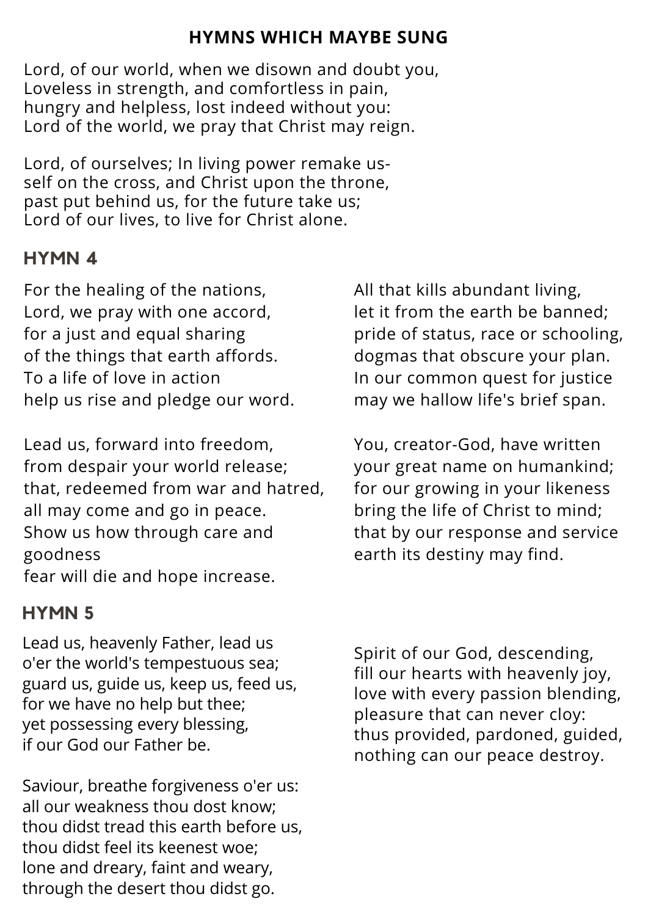## HYMNS WHICH MAYBE SUNG

Lord, of our world, when we disown and doubt you,
Loveless in strength, and comfortless in pain,
hungry and helpless, lost indeed without you:
Lord of the world, we pray that Christ may reign.

Lord, of ourselves; In living power remake us-
self on the cross, and Christ upon the throne,
past put behind us, for the future take us;
Lord of our lives, to live for Christ alone.

### HYMN 4

For the healing of the nations,
Lord, we pray with one accord,
for a just and equal sharing
of the things that earth affords.
To a life of love in action
help us rise and pledge our word.

Lead us, forward into freedom,
from despair your world release;
that, redeemed from war and hatred,
all may come and go in peace.
Show us how through care and goodness
fear will die and hope increase.

All that kills abundant living,
let it from the earth be banned;
pride of status, race or schooling,
dogmas that obscure your plan.
In our common quest for justice
may we hallow life's brief span.

You, creator-God, have written
your great name on humankind;
for our growing in your likeness
bring the life of Christ to mind;
that by our response and service
earth its destiny may find.

### HYMN 5

Lead us, heavenly Father, lead us
o'er the world's tempestuous sea;
guard us, guide us, keep us, feed us,
for we have no help but thee;
yet possessing every blessing,
if our God our Father be.

Saviour, breathe forgiveness o'er us:
all our weakness thou dost know;
thou didst tread this earth before us,
thou didst feel its keenest woe;
lone and dreary, faint and weary,
through the desert thou didst go.

Spirit of our God, descending,
fill our hearts with heavenly joy,
love with every passion blending,
pleasure that can never cloy:
thus provided, pardoned, guided,
nothing can our peace destroy.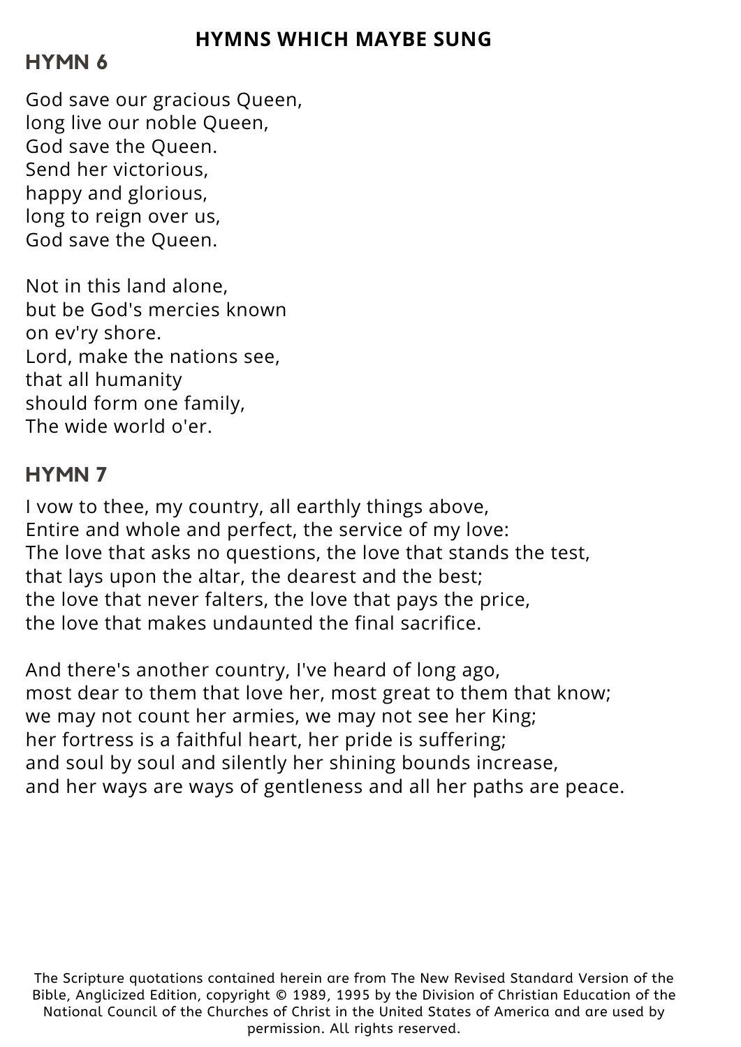**HYMNS WHICH MAYBE SUNG**

## HYMN 6

God save our gracious Queen,
long live our noble Queen,
God save the Queen.
Send her victorious,
happy and glorious,
long to reign over us,
God save the Queen.

Not in this land alone,
but be God's mercies known
on ev'ry shore.
Lord, make the nations see,
that all humanity
should form one family,
The wide world o'er.

## HYMN 7

I vow to thee, my country, all earthly things above,
Entire and whole and perfect, the service of my love:
The love that asks no questions, the love that stands the test,
that lays upon the altar, the dearest and the best;
the love that never falters, the love that pays the price,
the love that makes undaunted the final sacrifice.

And there's another country, I've heard of long ago,
most dear to them that love her, most great to them that know;
we may not count her armies, we may not see her King;
her fortress is a faithful heart, her pride is suffering;
and soul by soul and silently her shining bounds increase,
and her ways are ways of gentleness and all her paths are peace.

The Scripture quotations contained herein are from The New Revised Standard Version of the Bible, Anglicized Edition, copyright © 1989, 1995 by the Division of Christian Education of the National Council of the Churches of Christ in the United States of America and are used by permission. All rights reserved.